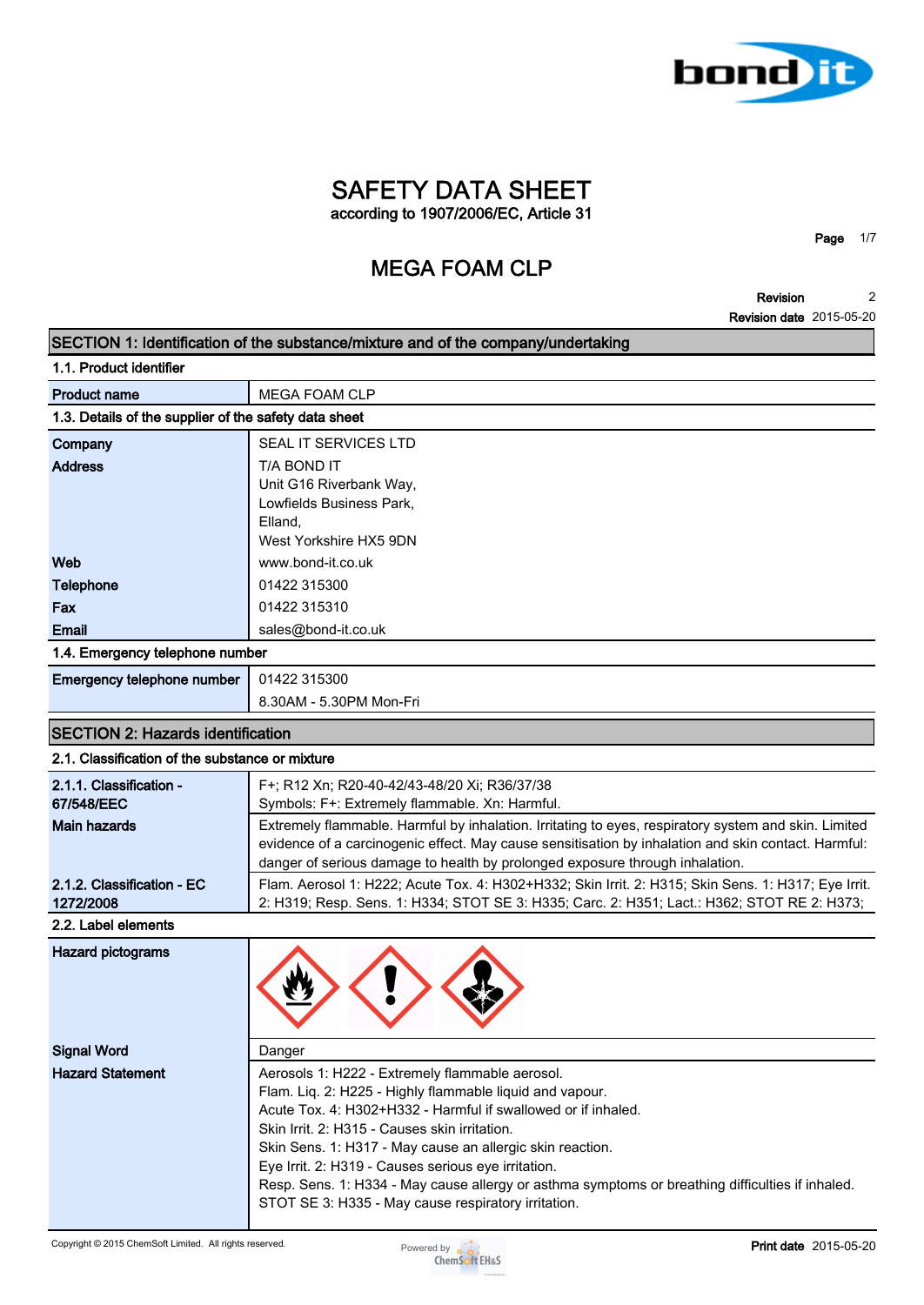# SAFETY DATA SHEET

according to 1907/2006/EC, Article 31

## MEGA FOAM CLP

**Revision** 2
**Revision date** 2015-05-20

## SECTION 1: Identification of the substance/mixture and of the company/undertaking

### 1.1. Product identifier

| | |
|---|---|
| **Product name** | MEGA FOAM CLP |

### 1.3. Details of the supplier of the safety data sheet

| | |
|---|---|
| **Company** | SEAL IT SERVICES LTD |
| **Address** | T/A BOND IT<br>Unit G16 Riverbank Way,<br>Lowfields Business Park,<br>Elland,<br>West Yorkshire HX5 9DN |
| **Web** | www.bond-it.co.uk |
| **Telephone** | 01422 315300 |
| **Fax** | 01422 315310 |
| **Email** | sales@bond-it.co.uk |

### 1.4. Emergency telephone number

| | |
|---|---|
| **Emergency telephone number** | 01422 315300<br>8.30AM - 5.30PM Mon-Fri |

## SECTION 2: Hazards identification

### 2.1. Classification of the substance or mixture

| | |
|---|---|
| **2.1.1. Classification - 67/548/EEC** | F+; R12 Xn; R20-40-42/43-48/20 Xi; R36/37/38<br>Symbols: F+: Extremely flammable. Xn: Harmful. |
| **Main hazards** | Extremely flammable. Harmful by inhalation. Irritating to eyes, respiratory system and skin. Limited evidence of a carcinogenic effect. May cause sensitisation by inhalation and skin contact. Harmful: danger of serious damage to health by prolonged exposure through inhalation. |
| **2.1.2. Classification - EC 1272/2008** | Flam. Aerosol 1: H222; Acute Tox. 4: H302+H332; Skin Irrit. 2: H315; Skin Sens. 1: H317; Eye Irrit. 2: H319; Resp. Sens. 1: H334; STOT SE 3: H335; Carc. 2: H351; Lact.: H362; STOT RE 2: H373; |

### 2.2. Label elements

| | |
|---|---|
| **Hazard pictograms** | |
| **Signal Word** | Danger |
| **Hazard Statement** | Aerosols 1: H222 - Extremely flammable aerosol.<br>Flam. Liq. 2: H225 - Highly flammable liquid and vapour.<br>Acute Tox. 4: H302+H332 - Harmful if swallowed or if inhaled.<br>Skin Irrit. 2: H315 - Causes skin irritation.<br>Skin Sens. 1: H317 - May cause an allergic skin reaction.<br>Eye Irrit. 2: H319 - Causes serious eye irritation.<br>Resp. Sens. 1: H334 - May cause allergy or asthma symptoms or breathing difficulties if inhaled.<br>STOT SE 3: H335 - May cause respiratory irritation. |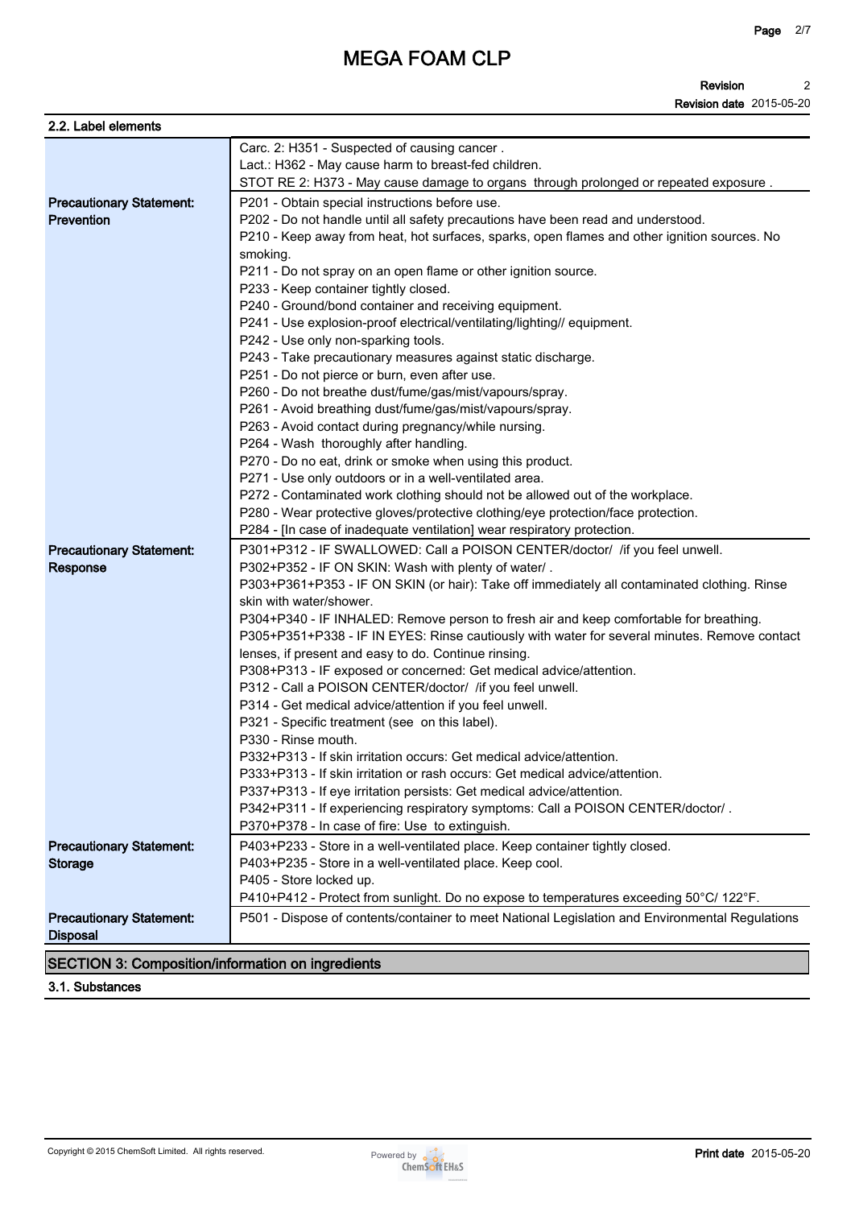# MEGA FOAM CLP

**Revision** 2
**Revision date** 2015-05-20

### 2.2. Label elements

| | |
|---|---|
| | Carc. 2: H351 - Suspected of causing cancer .<br>Lact.: H362 - May cause harm to breast-fed children.<br>STOT RE 2: H373 - May cause damage to organs through prolonged or repeated exposure . |
| **Precautionary Statement: Prevention** | P201 - Obtain special instructions before use.<br>P202 - Do not handle until all safety precautions have been read and understood.<br>P210 - Keep away from heat, hot surfaces, sparks, open flames and other ignition sources. No smoking.<br>P211 - Do not spray on an open flame or other ignition source.<br>P233 - Keep container tightly closed.<br>P240 - Ground/bond container and receiving equipment.<br>P241 - Use explosion-proof electrical/ventilating/lighting// equipment.<br>P242 - Use only non-sparking tools.<br>P243 - Take precautionary measures against static discharge.<br>P251 - Do not pierce or burn, even after use.<br>P260 - Do not breathe dust/fume/gas/mist/vapours/spray.<br>P261 - Avoid breathing dust/fume/gas/mist/vapours/spray.<br>P263 - Avoid contact during pregnancy/while nursing.<br>P264 - Wash thoroughly after handling.<br>P270 - Do no eat, drink or smoke when using this product.<br>P271 - Use only outdoors or in a well-ventilated area.<br>P272 - Contaminated work clothing should not be allowed out of the workplace.<br>P280 - Wear protective gloves/protective clothing/eye protection/face protection.<br>P284 - [In case of inadequate ventilation] wear respiratory protection. |
| **Precautionary Statement: Response** | P301+P312 - IF SWALLOWED: Call a POISON CENTER/doctor/ /if you feel unwell.<br>P302+P352 - IF ON SKIN: Wash with plenty of water/ .<br>P303+P361+P353 - IF ON SKIN (or hair): Take off immediately all contaminated clothing. Rinse skin with water/shower.<br>P304+P340 - IF INHALED: Remove person to fresh air and keep comfortable for breathing.<br>P305+P351+P338 - IF IN EYES: Rinse cautiously with water for several minutes. Remove contact lenses, if present and easy to do. Continue rinsing.<br>P308+P313 - IF exposed or concerned: Get medical advice/attention.<br>P312 - Call a POISON CENTER/doctor/ /if you feel unwell.<br>P314 - Get medical advice/attention if you feel unwell.<br>P321 - Specific treatment (see on this label).<br>P330 - Rinse mouth.<br>P332+P313 - If skin irritation occurs: Get medical advice/attention.<br>P333+P313 - If skin irritation or rash occurs: Get medical advice/attention.<br>P337+P313 - If eye irritation persists: Get medical advice/attention.<br>P342+P311 - If experiencing respiratory symptoms: Call a POISON CENTER/doctor/ .<br>P370+P378 - In case of fire: Use to extinguish. |
| **Precautionary Statement: Storage** | P403+P233 - Store in a well-ventilated place. Keep container tightly closed.<br>P403+P235 - Store in a well-ventilated place. Keep cool.<br>P405 - Store locked up.<br>P410+P412 - Protect from sunlight. Do no expose to temperatures exceeding 50°C/ 122°F. |
| **Precautionary Statement: Disposal** | P501 - Dispose of contents/container to meet National Legislation and Environmental Regulations |

## SECTION 3: Composition/information on ingredients

### 3.1. Substances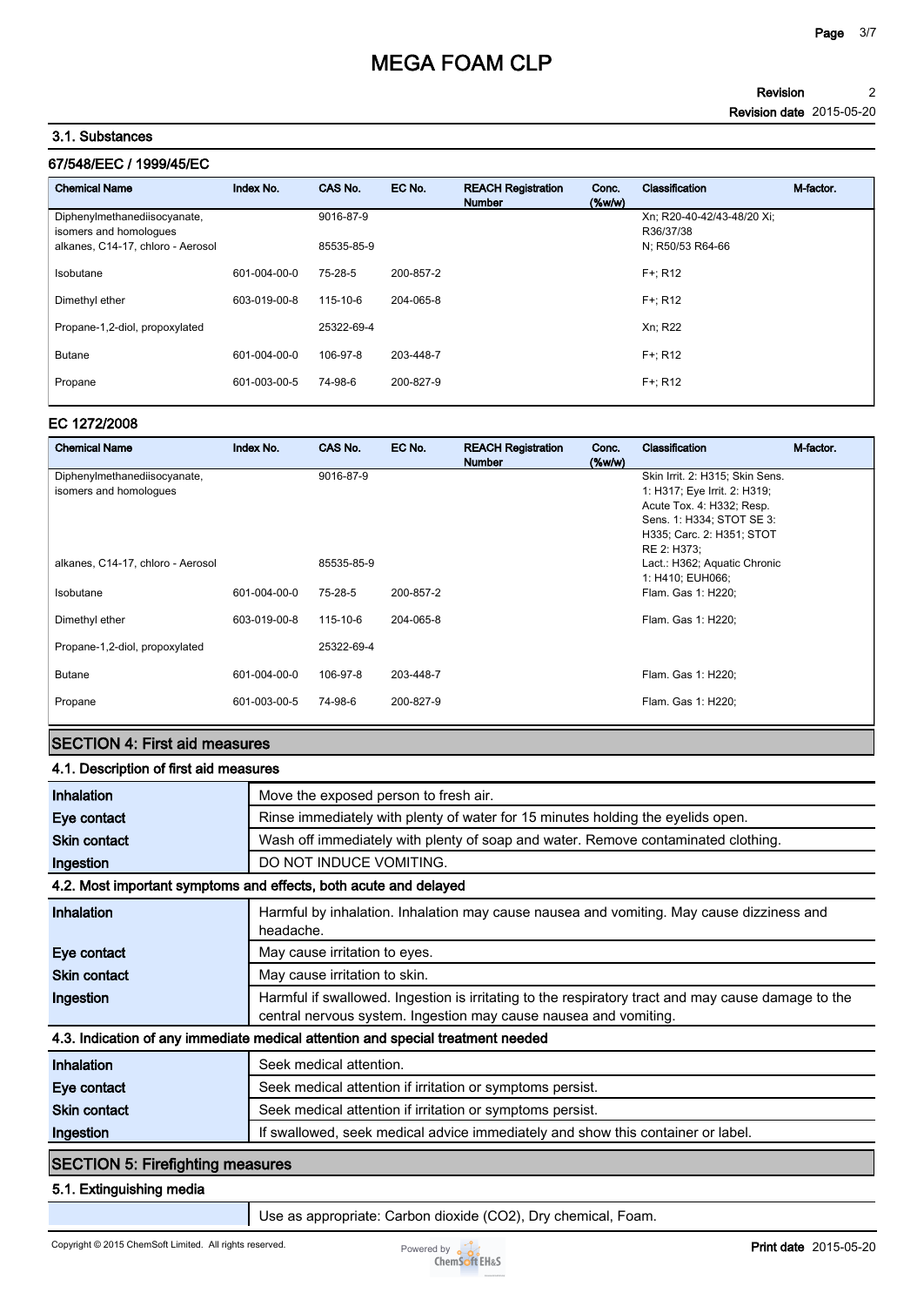### 3.1. Substances

#### 67/548/EEC / 1999/45/EC

| Chemical Name | Index No. | CAS No. | EC No. | REACH Registration Number | Conc. (%w/w) | Classification | M-factor. |
|---|---|---|---|---|---|---|---|
| Diphenylmethanediisocyanate, isomers and homologues | | 9016-87-9 | | | | Xn; R20-40-42/43-48/20 Xi; R36/37/38 | |
| alkanes, C14-17, chloro - Aerosol | | 85535-85-9 | | | | N; R50/53 R64-66 | |
| Isobutane | 601-004-00-0 | 75-28-5 | 200-857-2 | | | F+; R12 | |
| Dimethyl ether | 603-019-00-8 | 115-10-6 | 204-065-8 | | | F+; R12 | |
| Propane-1,2-diol, propoxylated | | 25322-69-4 | | | | Xn; R22 | |
| Butane | 601-004-00-0 | 106-97-8 | 203-448-7 | | | F+; R12 | |
| Propane | 601-003-00-5 | 74-98-6 | 200-827-9 | | | F+; R12 | |

#### EC 1272/2008

| Chemical Name | Index No. | CAS No. | EC No. | REACH Registration Number | Conc. (%w/w) | Classification | M-factor. |
|---|---|---|---|---|---|---|---|
| Diphenylmethanediisocyanate, isomers and homologues | | 9016-87-9 | | | | Skin Irrit. 2: H315; Skin Sens. 1: H317; Eye Irrit. 2: H319; Acute Tox. 4: H332; Resp. Sens. 1: H334; STOT SE 3: H335; Carc. 2: H351; STOT RE 2: H373; | |
| alkanes, C14-17, chloro - Aerosol | | 85535-85-9 | | | | Lact.: H362; Aquatic Chronic 1: H410; EUH066; | |
| Isobutane | 601-004-00-0 | 75-28-5 | 200-857-2 | | | Flam. Gas 1: H220; | |
| Dimethyl ether | 603-019-00-8 | 115-10-6 | 204-065-8 | | | Flam. Gas 1: H220; | |
| Propane-1,2-diol, propoxylated | | 25322-69-4 | | | | | |
| Butane | 601-004-00-0 | 106-97-8 | 203-448-7 | | | Flam. Gas 1: H220; | |
| Propane | 601-003-00-5 | 74-98-6 | 200-827-9 | | | Flam. Gas 1: H220; | |

## SECTION 4: First aid measures

### 4.1. Description of first aid measures

| | |
|---|---|
| **Inhalation** | Move the exposed person to fresh air. |
| **Eye contact** | Rinse immediately with plenty of water for 15 minutes holding the eyelids open. |
| **Skin contact** | Wash off immediately with plenty of soap and water. Remove contaminated clothing. |
| **Ingestion** | DO NOT INDUCE VOMITING. |

### 4.2. Most important symptoms and effects, both acute and delayed

| | |
|---|---|
| **Inhalation** | Harmful by inhalation. Inhalation may cause nausea and vomiting. May cause dizziness and headache. |
| **Eye contact** | May cause irritation to eyes. |
| **Skin contact** | May cause irritation to skin. |
| **Ingestion** | Harmful if swallowed. Ingestion is irritating to the respiratory tract and may cause damage to the central nervous system. Ingestion may cause nausea and vomiting. |

### 4.3. Indication of any immediate medical attention and special treatment needed

| | |
|---|---|
| **Inhalation** | Seek medical attention. |
| **Eye contact** | Seek medical attention if irritation or symptoms persist. |
| **Skin contact** | Seek medical attention if irritation or symptoms persist. |
| **Ingestion** | If swallowed, seek medical advice immediately and show this container or label. |

## SECTION 5: Firefighting measures

### 5.1. Extinguishing media

| | |
|---|---|
| | Use as appropriate: Carbon dioxide ($CO_2$), Dry chemical, Foam. |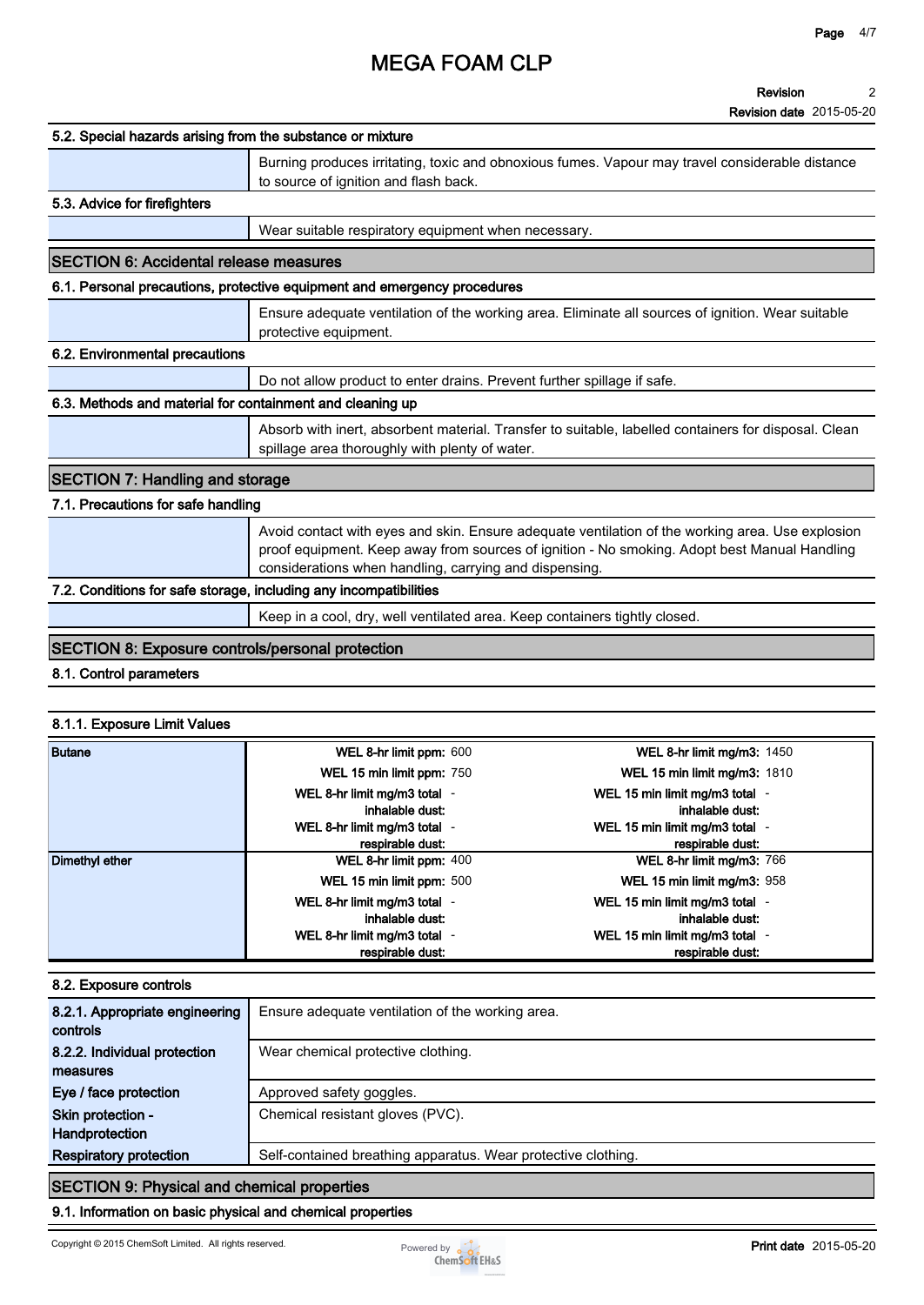**Revision** 2

**Revision date** 2015-05-20

### 5.2. Special hazards arising from the substance or mixture

Burning produces irritating, toxic and obnoxious fumes. Vapour may travel considerable distance to source of ignition and flash back.

### 5.3. Advice for firefighters

Wear suitable respiratory equipment when necessary.

## SECTION 6: Accidental release measures

### 6.1. Personal precautions, protective equipment and emergency procedures

Ensure adequate ventilation of the working area. Eliminate all sources of ignition. Wear suitable protective equipment.

### 6.2. Environmental precautions

Do not allow product to enter drains. Prevent further spillage if safe.

### 6.3. Methods and material for containment and cleaning up

Absorb with inert, absorbent material. Transfer to suitable, labelled containers for disposal. Clean spillage area thoroughly with plenty of water.

## SECTION 7: Handling and storage

### 7.1. Precautions for safe handling

Avoid contact with eyes and skin. Ensure adequate ventilation of the working area. Use explosion proof equipment. Keep away from sources of ignition - No smoking. Adopt best Manual Handling considerations when handling, carrying and dispensing.

### 7.2. Conditions for safe storage, including any incompatibilities

Keep in a cool, dry, well ventilated area. Keep containers tightly closed.

## SECTION 8: Exposure controls/personal protection

### 8.1. Control parameters

#### 8.1.1. Exposure Limit Values

| Substance | | | | |
|---|---|---|---|---|
| Butane | WEL 8-hr limit ppm: | 600 | WEL 8-hr limit mg/m3: | 1450 |
| | WEL 15 min limit ppm: | 750 | WEL 15 min limit mg/m3: | 1810 |
| | WEL 8-hr limit mg/m3 total inhalable dust: | - | WEL 15 min limit mg/m3 total inhalable dust: | - |
| | WEL 8-hr limit mg/m3 total respirable dust: | - | WEL 15 min limit mg/m3 total respirable dust: | - |
| Dimethyl ether | WEL 8-hr limit ppm: | 400 | WEL 8-hr limit mg/m3: | 766 |
| | WEL 15 min limit ppm: | 500 | WEL 15 min limit mg/m3: | 958 |
| | WEL 8-hr limit mg/m3 total inhalable dust: | - | WEL 15 min limit mg/m3 total inhalable dust: | - |
| | WEL 8-hr limit mg/m3 total respirable dust: | - | WEL 15 min limit mg/m3 total respirable dust: | - |

### 8.2. Exposure controls

| | |
|---|---|
| 8.2.1. Appropriate engineering controls | Ensure adequate ventilation of the working area. |
| 8.2.2. Individual protection measures | Wear chemical protective clothing. |
| Eye / face protection | Approved safety goggles. |
| Skin protection - Handprotection | Chemical resistant gloves (PVC). |
| Respiratory protection | Self-contained breathing apparatus. Wear protective clothing. |

## SECTION 9: Physical and chemical properties

### 9.1. Information on basic physical and chemical properties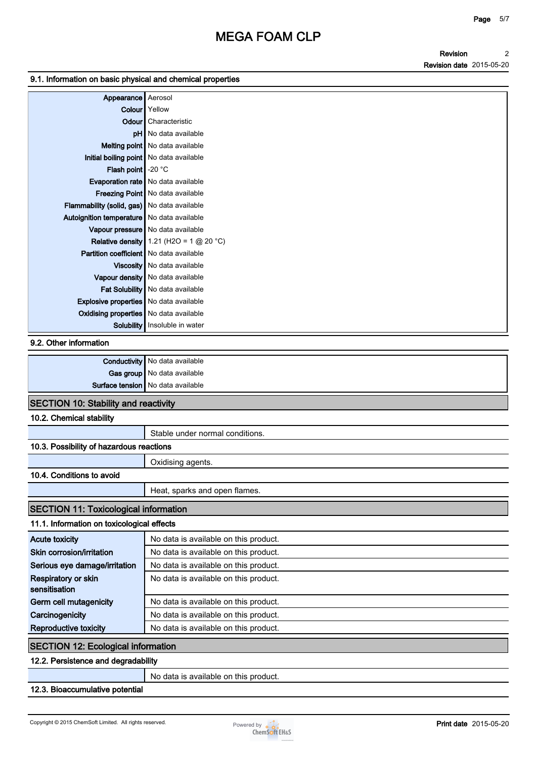### 9.1. Information on basic physical and chemical properties

| | |
|---|---|
| **Appearance** | Aerosol |
| **Colour** | Yellow |
| **Odour** | Characteristic |
| **pH** | No data available |
| **Melting point** | No data available |
| **Initial boiling point** | No data available |
| **Flash point** | -20 °C |
| **Evaporation rate** | No data available |
| **Freezing Point** | No data available |
| **Flammability (solid, gas)** | No data available |
| **Autoignition temperature** | No data available |
| **Vapour pressure** | No data available |
| **Relative density** | 1.21 ($H_2O$ = 1 @ 20 °C) |
| **Partition coefficient** | No data available |
| **Viscosity** | No data available |
| **Vapour density** | No data available |
| **Fat Solubility** | No data available |
| **Explosive properties** | No data available |
| **Oxidising properties** | No data available |
| **Solubility** | Insoluble in water |

### 9.2. Other information

| | |
|---|---|
| **Conductivity** | No data available |
| **Gas group** | No data available |
| **Surface tension** | No data available |

## SECTION 10: Stability and reactivity

### 10.2. Chemical stability

Stable under normal conditions.

### 10.3. Possibility of hazardous reactions

Oxidising agents.

### 10.4. Conditions to avoid

Heat, sparks and open flames.

## SECTION 11: Toxicological information

### 11.1. Information on toxicological effects

| | |
|---|---|
| **Acute toxicity** | No data is available on this product. |
| **Skin corrosion/irritation** | No data is available on this product. |
| **Serious eye damage/irritation** | No data is available on this product. |
| **Respiratory or skin sensitisation** | No data is available on this product. |
| **Germ cell mutagenicity** | No data is available on this product. |
| **Carcinogenicity** | No data is available on this product. |
| **Reproductive toxicity** | No data is available on this product. |

## SECTION 12: Ecological information

### 12.2. Persistence and degradability

No data is available on this product.

### 12.3. Bioaccumulative potential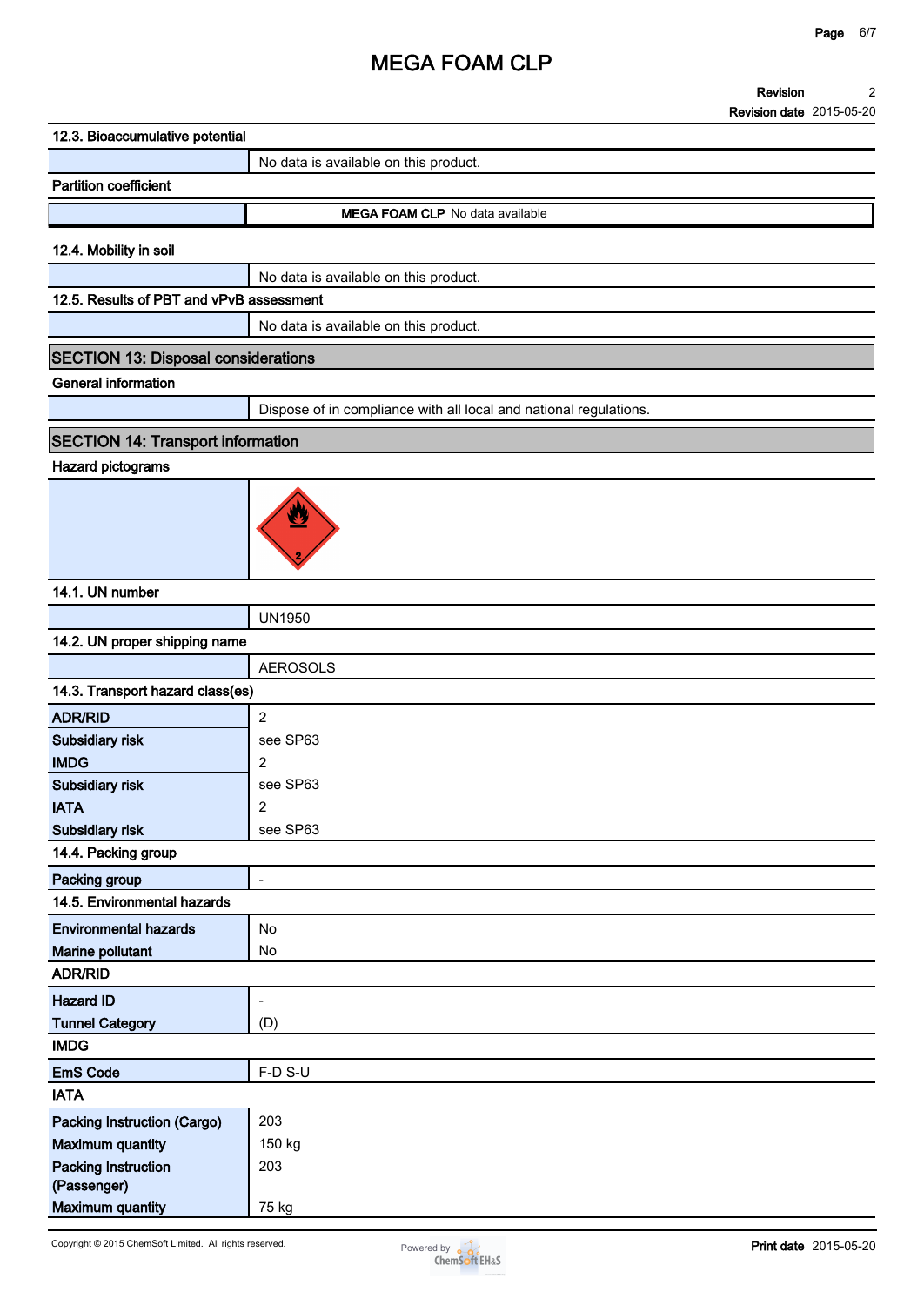# MEGA FOAM CLP

**Revision** 2
**Revision date** 2015-05-20

### 12.3. Bioaccumulative potential

| | |
|---|---|
| | No data is available on this product. |

**Partition coefficient**

| | |
|---|---|
| | **MEGA FOAM CLP** No data available |

### 12.4. Mobility in soil

| | |
|---|---|
| | No data is available on this product. |

### 12.5. Results of PBT and vPvB assessment

| | |
|---|---|
| | No data is available on this product. |

## SECTION 13: Disposal considerations

**General information**

| | |
|---|---|
| | Dispose of in compliance with all local and national regulations. |

## SECTION 14: Transport information

**Hazard pictograms**

### 14.1. UN number

| | |
|---|---|
| | UN1950 |

### 14.2. UN proper shipping name

| | |
|---|---|
| | AEROSOLS |

### 14.3. Transport hazard class(es)

| | |
|---|---|
| **ADR/RID** | 2 |
| **Subsidiary risk** | see SP63 |
| **IMDG** | 2 |
| **Subsidiary risk** | see SP63 |
| **IATA** | 2 |
| **Subsidiary risk** | see SP63 |

### 14.4. Packing group

| | |
|---|---|
| **Packing group** | - |

### 14.5. Environmental hazards

| | |
|---|---|
| **Environmental hazards** | No |
| **Marine pollutant** | No |

**ADR/RID**

| | |
|---|---|
| **Hazard ID** | - |
| **Tunnel Category** | (D) |

**IMDG**

| | |
|---|---|
| **EmS Code** | F-D S-U |

**IATA**

| | |
|---|---|
| **Packing Instruction (Cargo)** | 203 |
| **Maximum quantity** | 150 kg |
| **Packing Instruction (Passenger)** | 203 |
| **Maximum quantity** | 75 kg |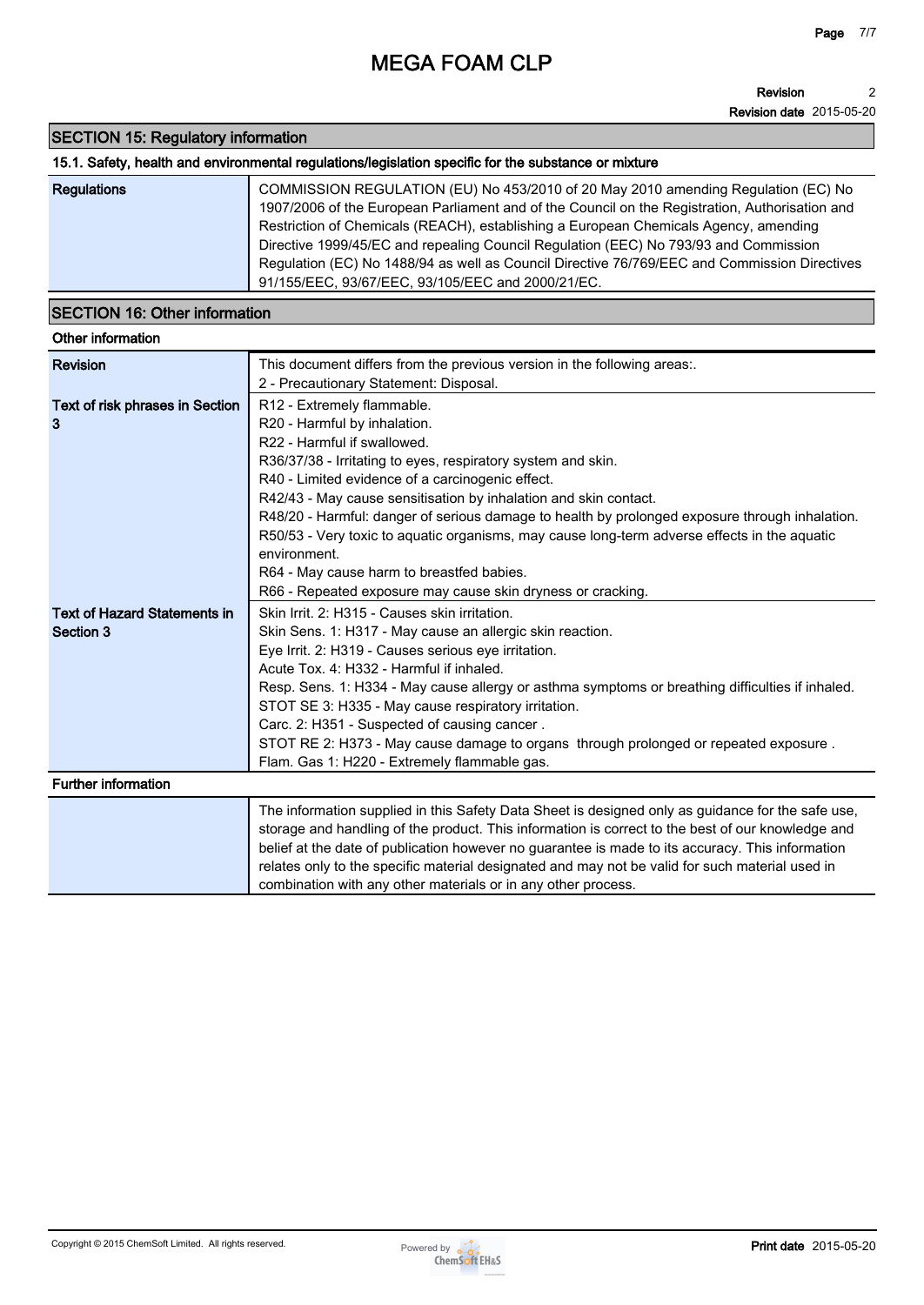## SECTION 15: Regulatory information

### 15.1. Safety, health and environmental regulations/legislation specific for the substance or mixture

| | |
|---|---|
| **Regulations** | COMMISSION REGULATION (EU) No 453/2010 of 20 May 2010 amending Regulation (EC) No 1907/2006 of the European Parliament and of the Council on the Registration, Authorisation and Restriction of Chemicals (REACH), establishing a European Chemicals Agency, amending Directive 1999/45/EC and repealing Council Regulation (EEC) No 793/93 and Commission Regulation (EC) No 1488/94 as well as Council Directive 76/769/EEC and Commission Directives 91/155/EEC, 93/67/EEC, 93/105/EEC and 2000/21/EC. |

## SECTION 16: Other information

### Other information

| | |
|---|---|
| **Revision** | This document differs from the previous version in the following areas:.<br>2 - Precautionary Statement: Disposal. |
| **Text of risk phrases in Section 3** | R12 - Extremely flammable.<br>R20 - Harmful by inhalation.<br>R22 - Harmful if swallowed.<br>R36/37/38 - Irritating to eyes, respiratory system and skin.<br>R40 - Limited evidence of a carcinogenic effect.<br>R42/43 - May cause sensitisation by inhalation and skin contact.<br>R48/20 - Harmful: danger of serious damage to health by prolonged exposure through inhalation.<br>R50/53 - Very toxic to aquatic organisms, may cause long-term adverse effects in the aquatic environment.<br>R64 - May cause harm to breastfed babies.<br>R66 - Repeated exposure may cause skin dryness or cracking. |
| **Text of Hazard Statements in Section 3** | Skin Irrit. 2: H315 - Causes skin irritation.<br>Skin Sens. 1: H317 - May cause an allergic skin reaction.<br>Eye Irrit. 2: H319 - Causes serious eye irritation.<br>Acute Tox. 4: H332 - Harmful if inhaled.<br>Resp. Sens. 1: H334 - May cause allergy or asthma symptoms or breathing difficulties if inhaled.<br>STOT SE 3: H335 - May cause respiratory irritation.<br>Carc. 2: H351 - Suspected of causing cancer .<br>STOT RE 2: H373 - May cause damage to organs through prolonged or repeated exposure .<br>Flam. Gas 1: H220 - Extremely flammable gas. |

### Further information

| | |
|---|---|
| | The information supplied in this Safety Data Sheet is designed only as guidance for the safe use, storage and handling of the product. This information is correct to the best of our knowledge and belief at the date of publication however no guarantee is made to its accuracy. This information relates only to the specific material designated and may not be valid for such material used in combination with any other materials or in any other process. |